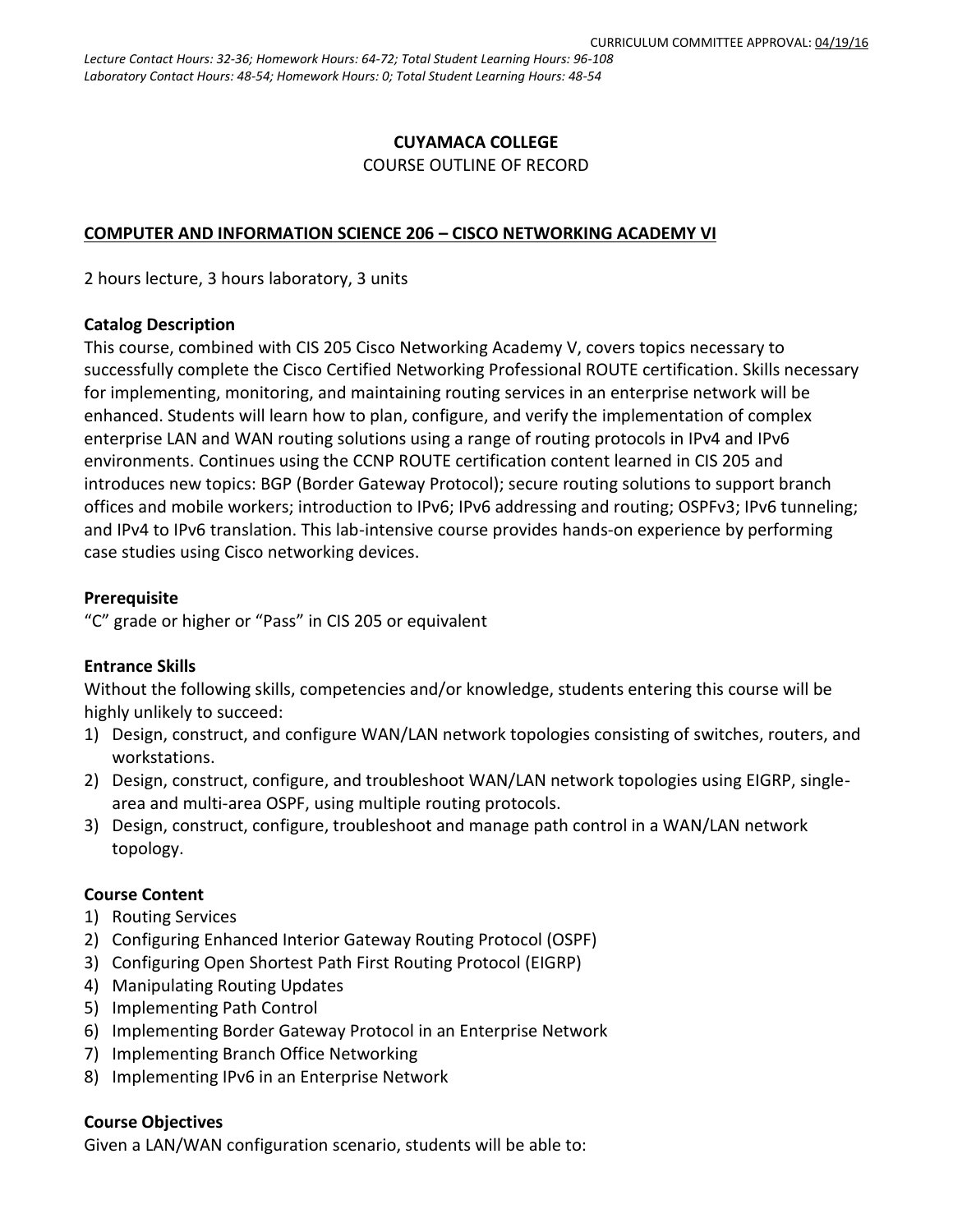CURRICULUM COMMITTEE APPROVAL: 04/19/16

*Lecture Contact Hours: 32-36; Homework Hours: 64-72; Total Student Learning Hours: 96-108*
*Laboratory Contact Hours: 48-54; Homework Hours: 0; Total Student Learning Hours: 48-54*

**CUYAMACA COLLEGE**

COURSE OUTLINE OF RECORD

**COMPUTER AND INFORMATION SCIENCE 206 – CISCO NETWORKING ACADEMY VI**

2 hours lecture, 3 hours laboratory, 3 units

### Catalog Description

This course, combined with CIS 205 Cisco Networking Academy V, covers topics necessary to successfully complete the Cisco Certified Networking Professional ROUTE certification. Skills necessary for implementing, monitoring, and maintaining routing services in an enterprise network will be enhanced. Students will learn how to plan, configure, and verify the implementation of complex enterprise LAN and WAN routing solutions using a range of routing protocols in IPv4 and IPv6 environments. Continues using the CCNP ROUTE certification content learned in CIS 205 and introduces new topics: BGP (Border Gateway Protocol); secure routing solutions to support branch offices and mobile workers; introduction to IPv6; IPv6 addressing and routing; OSPFv3; IPv6 tunneling; and IPv4 to IPv6 translation. This lab-intensive course provides hands-on experience by performing case studies using Cisco networking devices.

### Prerequisite

"C" grade or higher or "Pass" in CIS 205 or equivalent

### Entrance Skills

Without the following skills, competencies and/or knowledge, students entering this course will be highly unlikely to succeed:

1) Design, construct, and configure WAN/LAN network topologies consisting of switches, routers, and workstations.
2) Design, construct, configure, and troubleshoot WAN/LAN network topologies using EIGRP, single-area and multi-area OSPF, using multiple routing protocols.
3) Design, construct, configure, troubleshoot and manage path control in a WAN/LAN network topology.

### Course Content

1) Routing Services
2) Configuring Enhanced Interior Gateway Routing Protocol (OSPF)
3) Configuring Open Shortest Path First Routing Protocol (EIGRP)
4) Manipulating Routing Updates
5) Implementing Path Control
6) Implementing Border Gateway Protocol in an Enterprise Network
7) Implementing Branch Office Networking
8) Implementing IPv6 in an Enterprise Network

### Course Objectives

Given a LAN/WAN configuration scenario, students will be able to: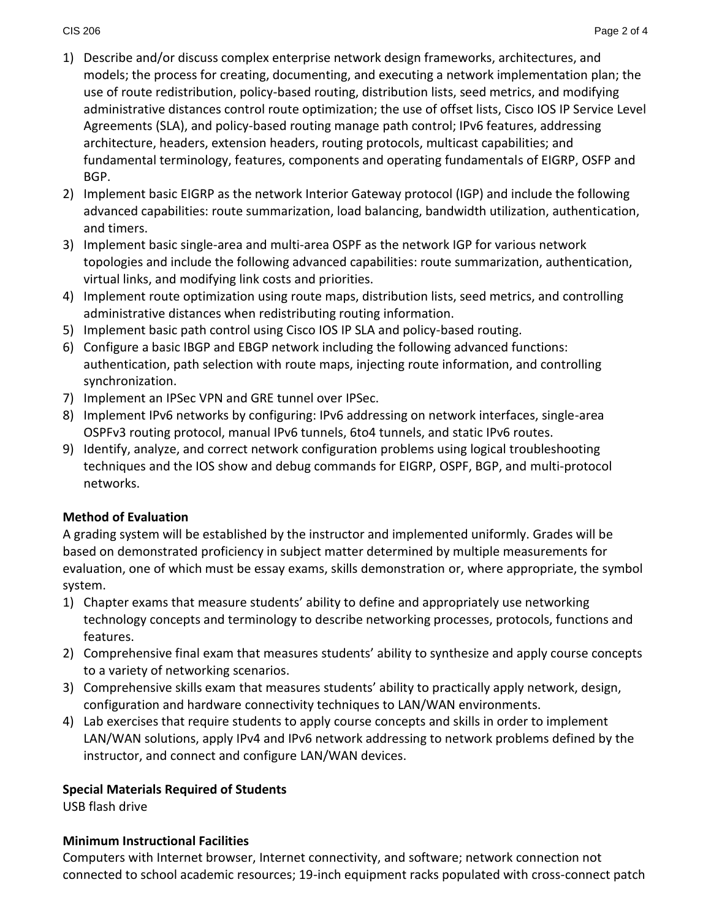1) Describe and/or discuss complex enterprise network design frameworks, architectures, and models; the process for creating, documenting, and executing a network implementation plan; the use of route redistribution, policy-based routing, distribution lists, seed metrics, and modifying administrative distances control route optimization; the use of offset lists, Cisco IOS IP Service Level Agreements (SLA), and policy-based routing manage path control; IPv6 features, addressing architecture, headers, extension headers, routing protocols, multicast capabilities; and fundamental terminology, features, components and operating fundamentals of EIGRP, OSFP and BGP.
2) Implement basic EIGRP as the network Interior Gateway protocol (IGP) and include the following advanced capabilities: route summarization, load balancing, bandwidth utilization, authentication, and timers.
3) Implement basic single-area and multi-area OSPF as the network IGP for various network topologies and include the following advanced capabilities: route summarization, authentication, virtual links, and modifying link costs and priorities.
4) Implement route optimization using route maps, distribution lists, seed metrics, and controlling administrative distances when redistributing routing information.
5) Implement basic path control using Cisco IOS IP SLA and policy-based routing.
6) Configure a basic IBGP and EBGP network including the following advanced functions: authentication, path selection with route maps, injecting route information, and controlling synchronization.
7) Implement an IPSec VPN and GRE tunnel over IPSec.
8) Implement IPv6 networks by configuring: IPv6 addressing on network interfaces, single-area OSPFv3 routing protocol, manual IPv6 tunnels, 6to4 tunnels, and static IPv6 routes.
9) Identify, analyze, and correct network configuration problems using logical troubleshooting techniques and the IOS show and debug commands for EIGRP, OSPF, BGP, and multi-protocol networks.

**Method of Evaluation**

A grading system will be established by the instructor and implemented uniformly. Grades will be based on demonstrated proficiency in subject matter determined by multiple measurements for evaluation, one of which must be essay exams, skills demonstration or, where appropriate, the symbol system.

1) Chapter exams that measure students' ability to define and appropriately use networking technology concepts and terminology to describe networking processes, protocols, functions and features.
2) Comprehensive final exam that measures students' ability to synthesize and apply course concepts to a variety of networking scenarios.
3) Comprehensive skills exam that measures students' ability to practically apply network, design, configuration and hardware connectivity techniques to LAN/WAN environments.
4) Lab exercises that require students to apply course concepts and skills in order to implement LAN/WAN solutions, apply IPv4 and IPv6 network addressing to network problems defined by the instructor, and connect and configure LAN/WAN devices.

**Special Materials Required of Students**

USB flash drive

**Minimum Instructional Facilities**

Computers with Internet browser, Internet connectivity, and software; network connection not connected to school academic resources; 19-inch equipment racks populated with cross-connect patch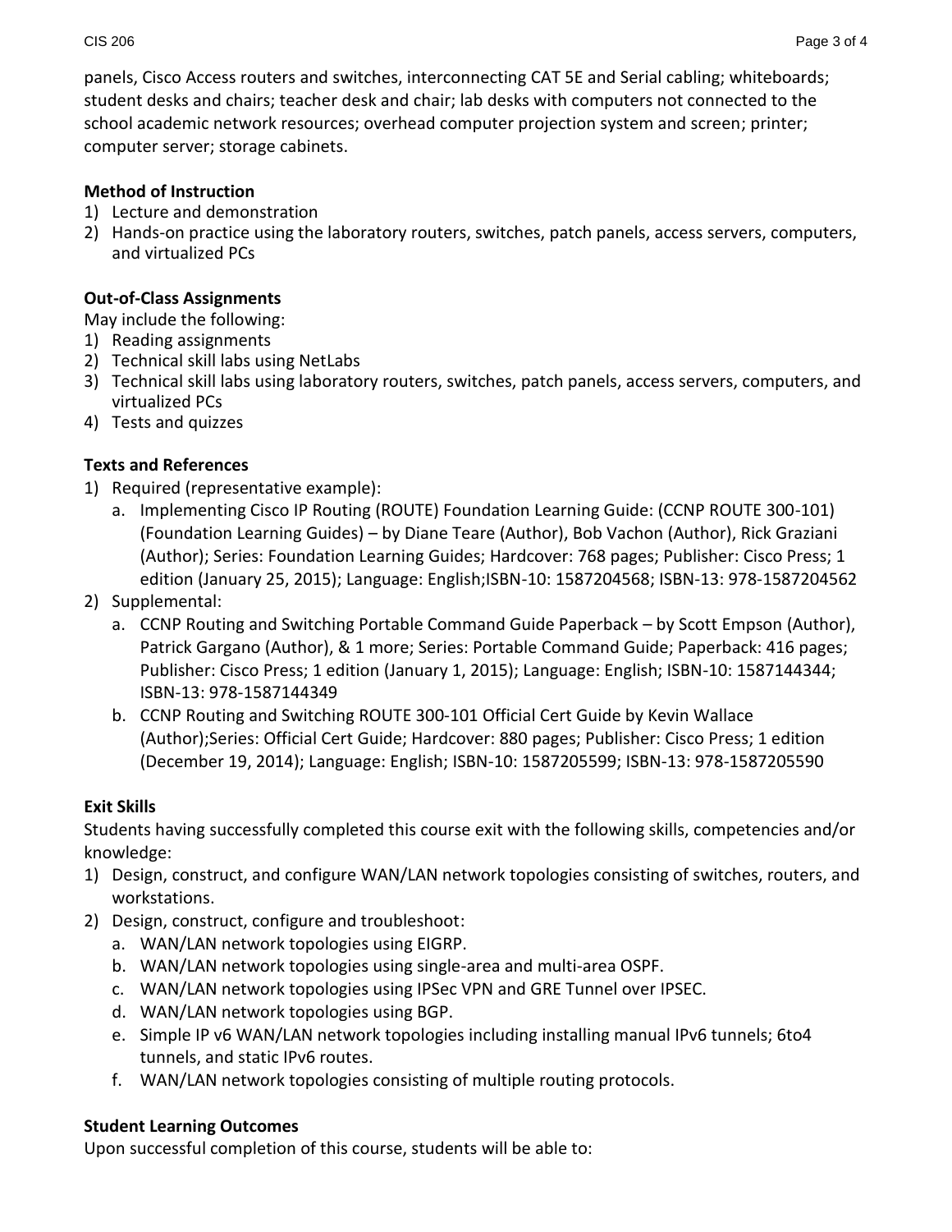panels, Cisco Access routers and switches, interconnecting CAT 5E and Serial cabling; whiteboards; student desks and chairs; teacher desk and chair; lab desks with computers not connected to the school academic network resources; overhead computer projection system and screen; printer; computer server; storage cabinets.

**Method of Instruction**

1) Lecture and demonstration
2) Hands-on practice using the laboratory routers, switches, patch panels, access servers, computers, and virtualized PCs

**Out-of-Class Assignments**

May include the following:

1) Reading assignments
2) Technical skill labs using NetLabs
3) Technical skill labs using laboratory routers, switches, patch panels, access servers, computers, and virtualized PCs
4) Tests and quizzes

**Texts and References**

1) Required (representative example):
   a. Implementing Cisco IP Routing (ROUTE) Foundation Learning Guide: (CCNP ROUTE 300-101) (Foundation Learning Guides) – by Diane Teare (Author), Bob Vachon (Author), Rick Graziani (Author); Series: Foundation Learning Guides; Hardcover: 768 pages; Publisher: Cisco Press; 1 edition (January 25, 2015); Language: English;ISBN-10: 1587204568; ISBN-13: 978-1587204562
2) Supplemental:
   a. CCNP Routing and Switching Portable Command Guide Paperback – by Scott Empson (Author), Patrick Gargano (Author), & 1 more; Series: Portable Command Guide; Paperback: 416 pages; Publisher: Cisco Press; 1 edition (January 1, 2015); Language: English; ISBN-10: 1587144344; ISBN-13: 978-1587144349
   b. CCNP Routing and Switching ROUTE 300-101 Official Cert Guide by Kevin Wallace (Author);Series: Official Cert Guide; Hardcover: 880 pages; Publisher: Cisco Press; 1 edition (December 19, 2014); Language: English; ISBN-10: 1587205599; ISBN-13: 978-1587205590

**Exit Skills**

Students having successfully completed this course exit with the following skills, competencies and/or knowledge:

1) Design, construct, and configure WAN/LAN network topologies consisting of switches, routers, and workstations.
2) Design, construct, configure and troubleshoot:
   a. WAN/LAN network topologies using EIGRP.
   b. WAN/LAN network topologies using single-area and multi-area OSPF.
   c. WAN/LAN network topologies using IPSec VPN and GRE Tunnel over IPSEC.
   d. WAN/LAN network topologies using BGP.
   e. Simple IP v6 WAN/LAN network topologies including installing manual IPv6 tunnels; 6to4 tunnels, and static IPv6 routes.
   f. WAN/LAN network topologies consisting of multiple routing protocols.

**Student Learning Outcomes**

Upon successful completion of this course, students will be able to: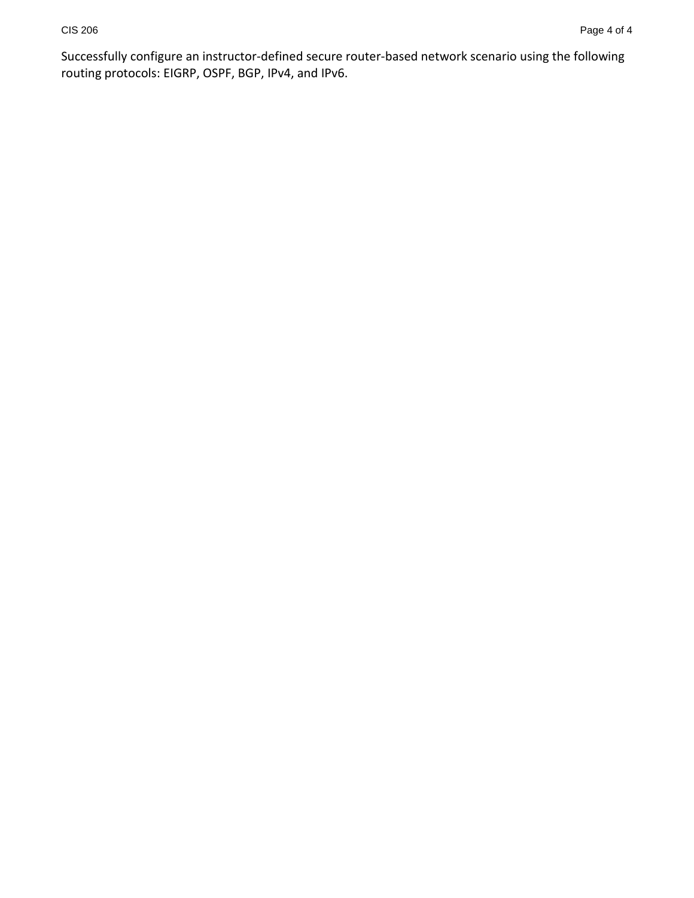Successfully configure an instructor-defined secure router-based network scenario using the following routing protocols: EIGRP, OSPF, BGP, IPv4, and IPv6.